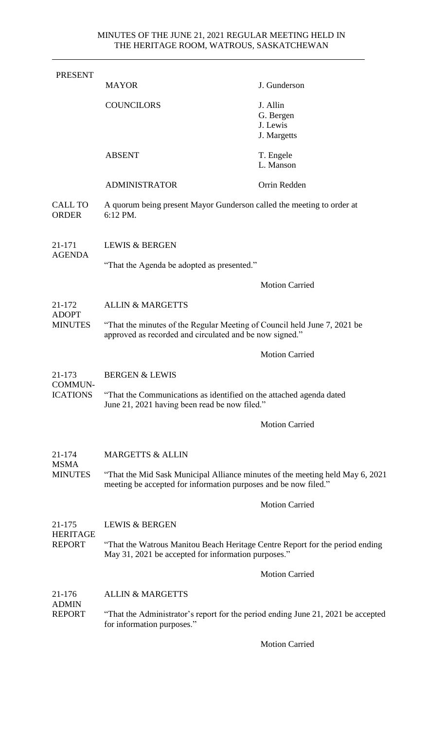# MINUTES OF THE JUNE 21, 2021 REGULAR MEETING HELD IN THE HERITAGE ROOM, WATROUS, SASKATCHEWAN

**PRESENT**

| | | |
|---|---|---|
| | MAYOR | J. Gunderson |
| | COUNCILORS | J. Allin<br>G. Bergen<br>J. Lewis<br>J. Margetts |
| | ABSENT | T. Engele<br>L. Manson |
| | ADMINISTRATOR | Orrin Redden |

**CALL TO ORDER**

A quorum being present Mayor Gunderson called the meeting to order at 6:12 PM.

**21-171 AGENDA**

LEWIS & BERGEN

"That the Agenda be adopted as presented."

Motion Carried

**21-172 ADOPT MINUTES**

ALLIN & MARGETTS

"That the minutes of the Regular Meeting of Council held June 7, 2021 be approved as recorded and circulated and be now signed."

Motion Carried

**21-173 COMMUNICATIONS**

BERGEN & LEWIS

"That the Communications as identified on the attached agenda dated June 21, 2021 having been read be now filed."

Motion Carried

**21-174 MSMA MINUTES**

MARGETTS & ALLIN

"That the Mid Sask Municipal Alliance minutes of the meeting held May 6, 2021 meeting be accepted for information purposes and be now filed."

Motion Carried

**21-175 HERITAGE REPORT**

LEWIS & BERGEN

"That the Watrous Manitou Beach Heritage Centre Report for the period ending May 31, 2021 be accepted for information purposes."

Motion Carried

**21-176 ADMIN REPORT**

ALLIN & MARGETTS

"That the Administrator's report for the period ending June 21, 2021 be accepted for information purposes."

Motion Carried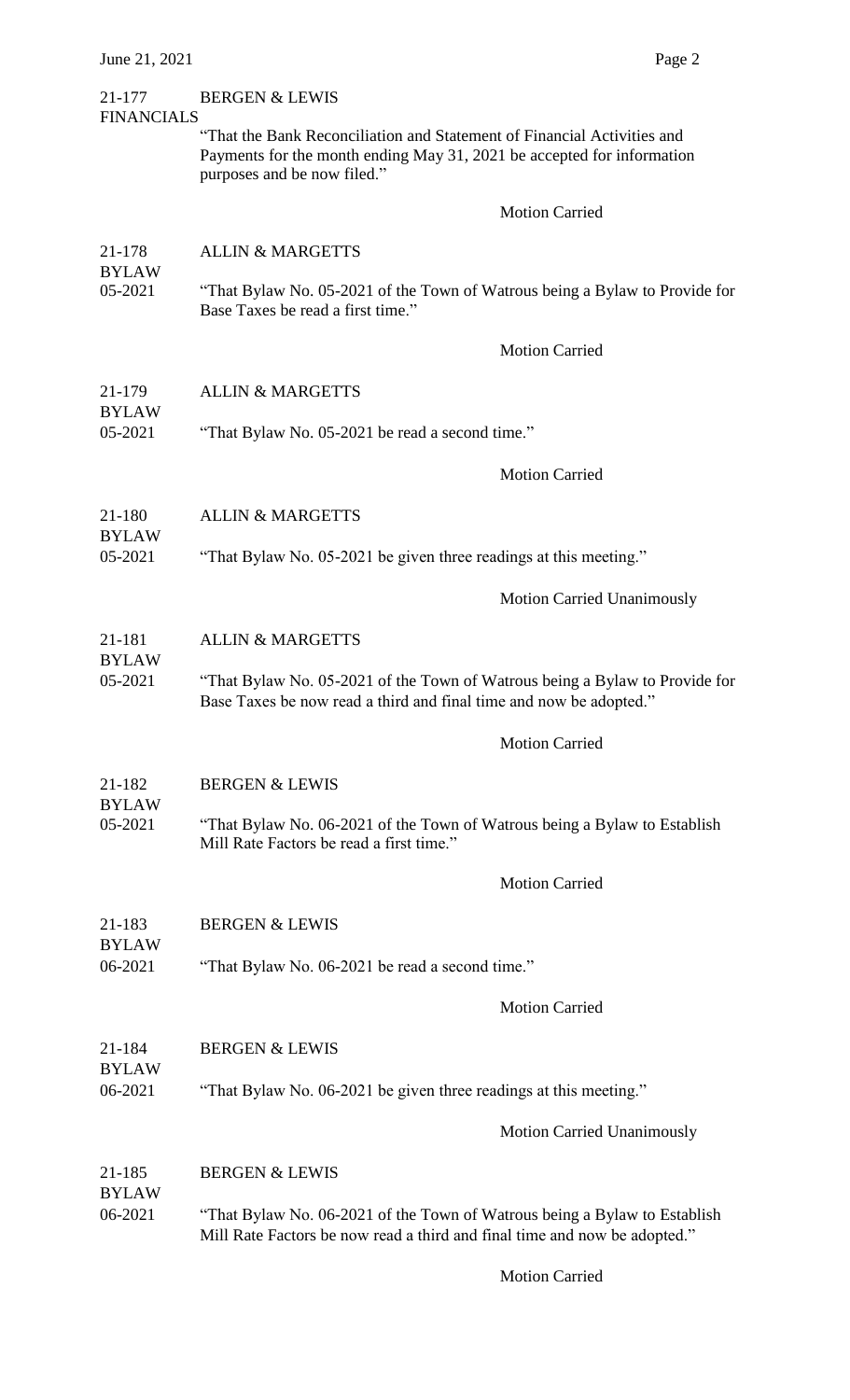21-177 FINANCIALS — BERGEN & LEWIS

"That the Bank Reconciliation and Statement of Financial Activities and Payments for the month ending May 31, 2021 be accepted for information purposes and be now filed."

Motion Carried

21-178 BYLAW 05-2021 — ALLIN & MARGETTS

"That Bylaw No. 05-2021 of the Town of Watrous being a Bylaw to Provide for Base Taxes be read a first time."

Motion Carried

21-179 BYLAW 05-2021 — ALLIN & MARGETTS

"That Bylaw No. 05-2021 be read a second time."

Motion Carried

21-180 BYLAW 05-2021 — ALLIN & MARGETTS

"That Bylaw No. 05-2021 be given three readings at this meeting."

Motion Carried Unanimously

21-181 BYLAW 05-2021 — ALLIN & MARGETTS

"That Bylaw No. 05-2021 of the Town of Watrous being a Bylaw to Provide for Base Taxes be now read a third and final time and now be adopted."

Motion Carried

21-182 BYLAW 05-2021 — BERGEN & LEWIS

"That Bylaw No. 06-2021 of the Town of Watrous being a Bylaw to Establish Mill Rate Factors be read a first time."

Motion Carried

21-183 BYLAW 06-2021 — BERGEN & LEWIS

"That Bylaw No. 06-2021 be read a second time."

Motion Carried

21-184 BYLAW 06-2021 — BERGEN & LEWIS

"That Bylaw No. 06-2021 be given three readings at this meeting."

Motion Carried Unanimously

21-185 BYLAW 06-2021 — BERGEN & LEWIS

"That Bylaw No. 06-2021 of the Town of Watrous being a Bylaw to Establish Mill Rate Factors be now read a third and final time and now be adopted."

Motion Carried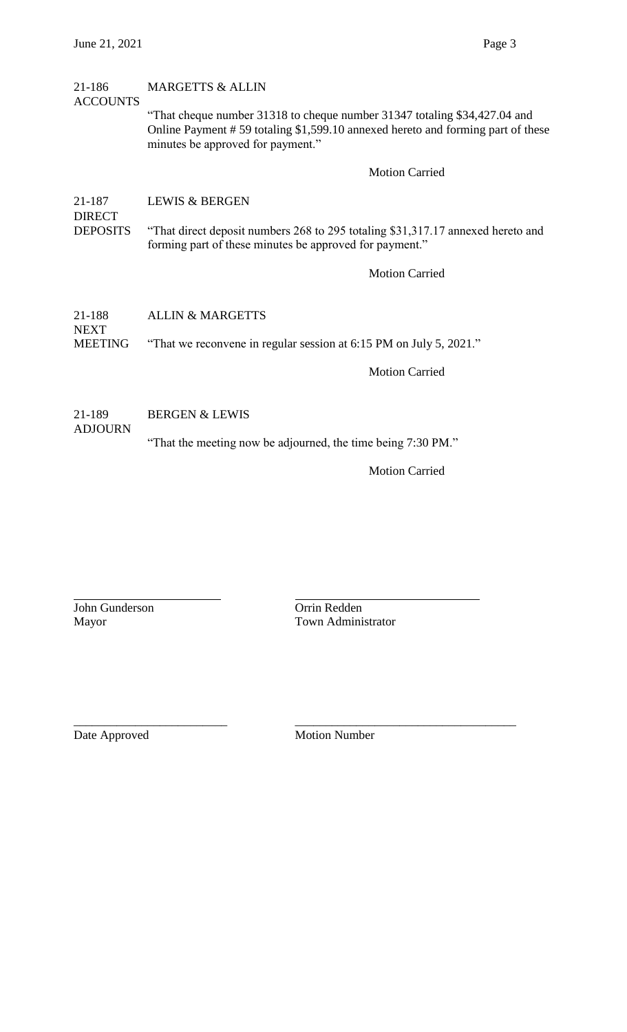21-186
ACCOUNTS

MARGETTS & ALLIN

"That cheque number 31318 to cheque number 31347 totaling $34,427.04 and Online Payment # 59 totaling $1,599.10 annexed hereto and forming part of these minutes be approved for payment."

Motion Carried

21-187
DIRECT DEPOSITS

LEWIS & BERGEN

"That direct deposit numbers 268 to 295 totaling $31,317.17 annexed hereto and forming part of these minutes be approved for payment."

Motion Carried

21-188
NEXT MEETING

ALLIN & MARGETTS

"That we reconvene in regular session at 6:15 PM on July 5, 2021."

Motion Carried

21-189
ADJOURN

BERGEN & LEWIS

"That the meeting now be adjourned, the time being 7:30 PM."

Motion Carried

______________________

John Gunderson
Mayor

______________________

Orrin Redden
Town Administrator

______________________

Date Approved

______________________

Motion Number